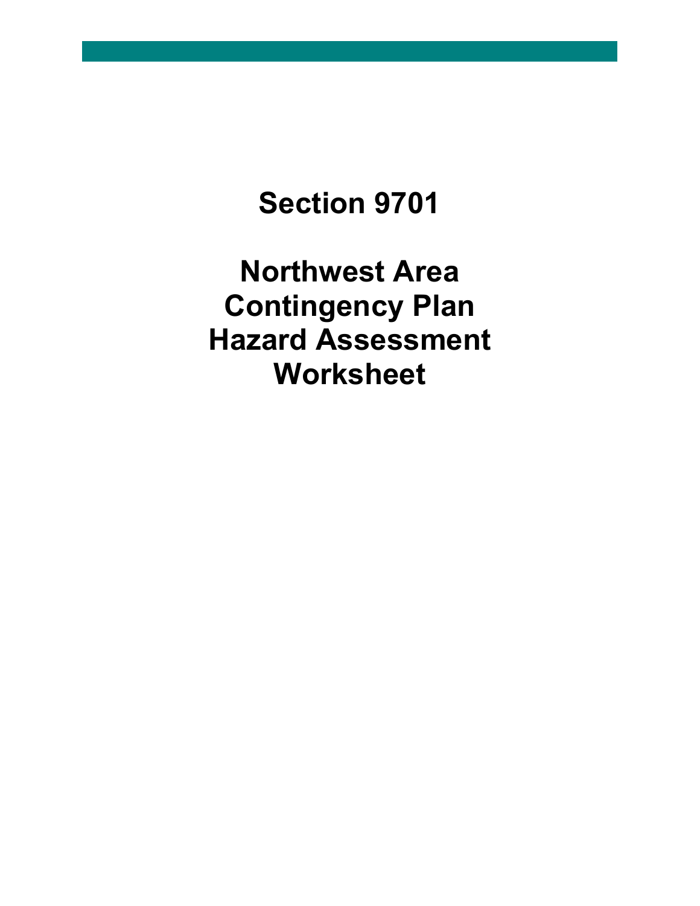# Section 9701

# Northwest Area Contingency Plan Hazard Assessment Worksheet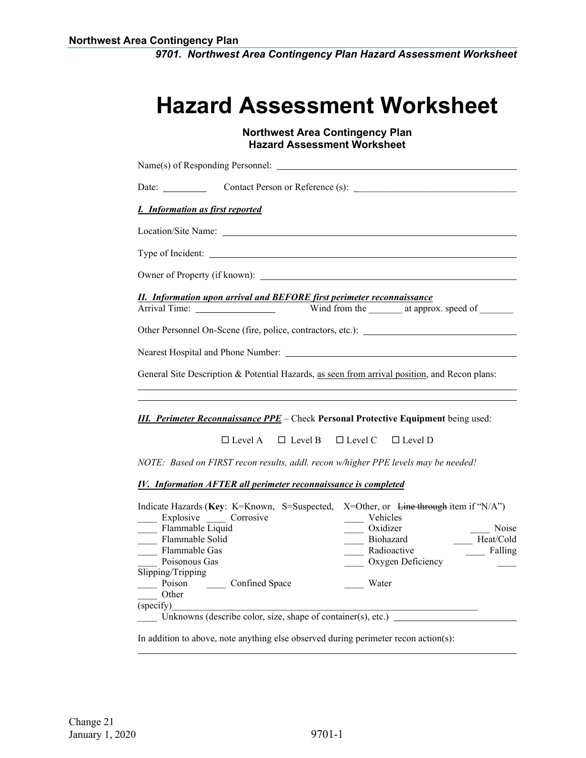# Hazard Assessment Worksheet

**Northwest Area Contingency Plan**
**Hazard Assessment Worksheet**

Name(s) of Responding Personnel: ____________________________________________

Date: _________ Contact Person or Reference (s): ______________________________

***I. Information as first reported***

Location/Site Name: ____________________________________________

Type of Incident: ____________________________________________

Owner of Property (if known): ____________________________________________

***II. Information upon arrival and BEFORE first perimeter reconnaissance***

Arrival Time: ________________ Wind from the _______ at approx. speed of _______

Other Personnel On-Scene (fire, police, contractors, etc.): ______________________________

Nearest Hospital and Phone Number: ____________________________________________

General Site Description & Potential Hazards, as seen from arrival position, and Recon plans:

____________________________________________

____________________________________________

***III. Perimeter Reconnaissance PPE*** – Check **Personal Protective Equipment** being used:

☐ Level A ☐ Level B ☐ Level C ☐ Level D

*NOTE: Based on FIRST recon results, addl. recon w/higher PPE levels may be needed!*

***IV. Information AFTER all perimeter reconnaissance is completed***

Indicate Hazards (**Key**: K=Known, S=Suspected, X=Other, or ~~Line through~~ item if "N/A")

____ Explosive ____ Corrosive ____ Vehicles
____ Flammable Liquid ____ Oxidizer ____ Noise
____ Flammable Solid ____ Biohazard ____ Heat/Cold
____ Flammable Gas ____ Radioactive ____ Falling
____ Poisonous Gas ____ Oxygen Deficiency ____ Slipping/Tripping
____ Poison ____ Confined Space ____ Water
____ Other (specify)____________________________________________
____ Unknowns (describe color, size, shape of container(s), etc.) ______________________

In addition to above, note anything else observed during perimeter recon action(s):

____________________________________________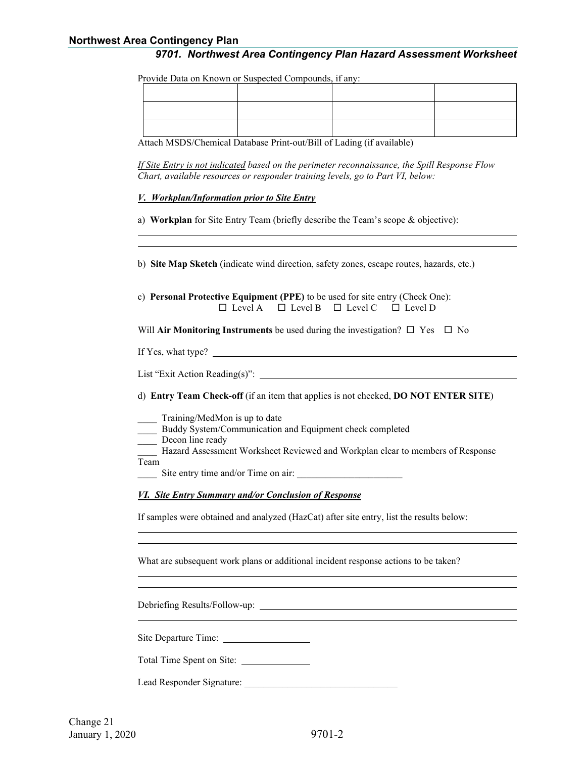Provide Data on Known or Suspected Compounds, if any:

| | | | |
|---|---|---|---|
| | | | |
| | | | |
| | | | |

Attach MSDS/Chemical Database Print-out/Bill of Lading (if available)

*If Site Entry is not indicated based on the perimeter reconnaissance, the Spill Response Flow Chart, available resources or responder training levels, go to Part VI, below:*

### *V. Workplan/Information prior to Site Entry*

a) **Workplan** for Site Entry Team (briefly describe the Team's scope & objective):

______________________________________________________________________

______________________________________________________________________

b) **Site Map Sketch** (indicate wind direction, safety zones, escape routes, hazards, etc.)

c) **Personal Protective Equipment (PPE)** to be used for site entry (Check One):
☐ Level A ☐ Level B ☐ Level C ☐ Level D

Will **Air Monitoring Instruments** be used during the investigation? ☐ Yes ☐ No

If Yes, what type? ______________________________________________________

List "Exit Action Reading(s)": ___________________________________________

d) **Entry Team Check-off** (if an item that applies is not checked, **DO NOT ENTER SITE**)

____ Training/MedMon is up to date
____ Buddy System/Communication and Equipment check completed
____ Decon line ready
____ Hazard Assessment Worksheet Reviewed and Workplan clear to members of Response Team
____ Site entry time and/or Time on air: ______________________

### *VI. Site Entry Summary and/or Conclusion of Response*

If samples were obtained and analyzed (HazCat) after site entry, list the results below:

______________________________________________________________________

______________________________________________________________________

What are subsequent work plans or additional incident response actions to be taken?

______________________________________________________________________

______________________________________________________________________

Debriefing Results/Follow-up: _____________________________________________

______________________________________________________________________

Site Departure Time: __________________

Total Time Spent on Site: ______________

Lead Responder Signature: ________________________________